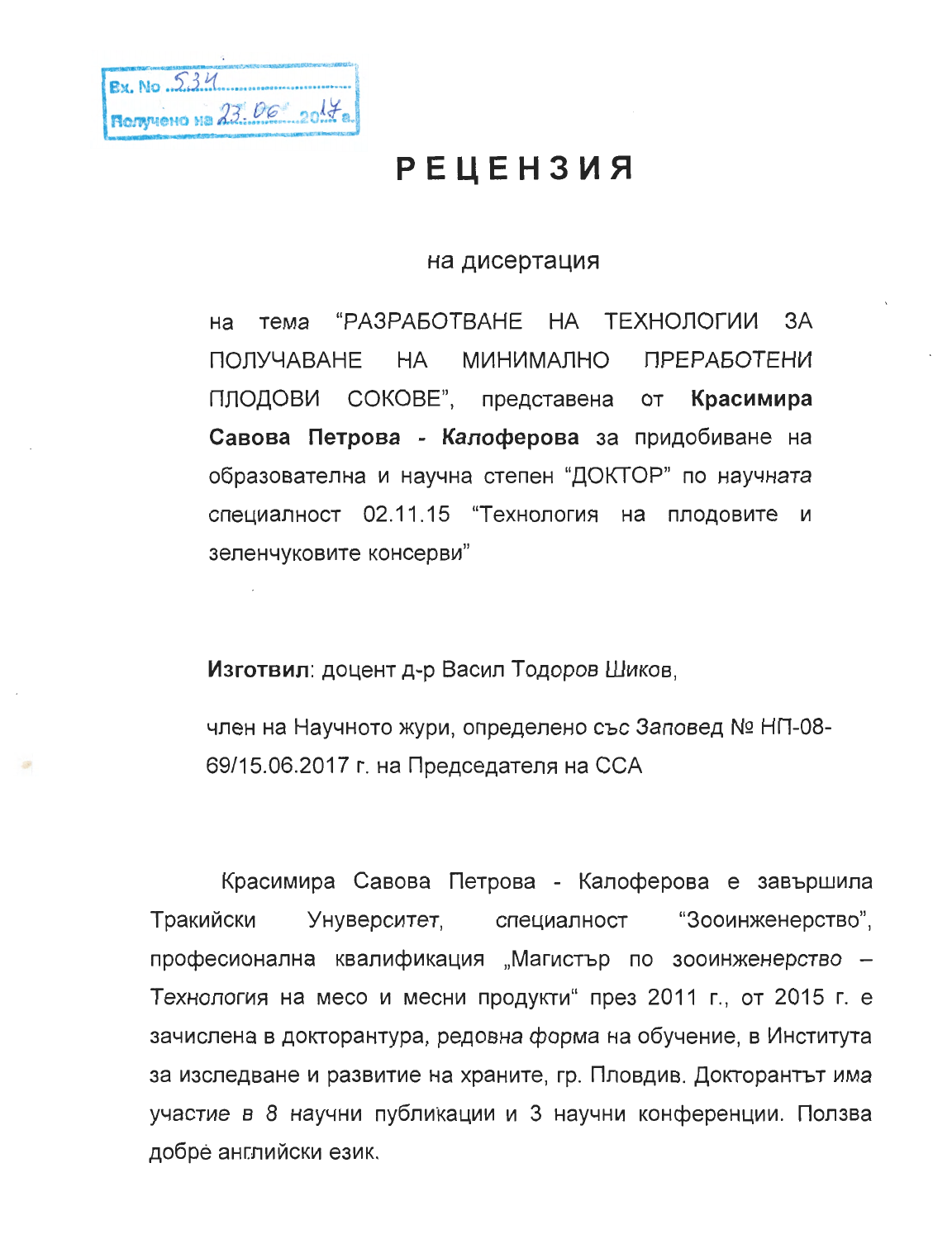Вх. No 534
Получено на 23.06. 2017 г.

# РЕЦЕНЗИЯ

на дисертация

на тема "РАЗРАБОТВАНЕ НА ТЕХНОЛОГИИ ЗА ПОЛУЧАВАНЕ НА МИНИМАЛНО ПРЕРАБОТЕНИ ПЛОДОВИ СОКОВЕ", представена от **Красимира Савова Петрова - Калоферова** за придобиване на образователна и научна степен "ДОКТОР" по научната специалност 02.11.15 "Технология на плодовите и зеленчуковите консерви"

**Изготвил**: доцент д-р Васил Тодоров Шиков,

член на Научното жури, определено със Заповед № НП-08-69/15.06.2017 г. на Председателя на ССА

Красимира Савова Петрова - Калоферова е завършила Тракийски Унуверситет, специалност "Зооинженерство", професионална квалификация „Магистър по зооинженерство – Технология на месо и месни продукти" през 2011 г., от 2015 г. е зачислена в докторантура, редовна форма на обучение, в Института за изследване и развитие на храните, гр. Пловдив. Докторантът има участие в 8 научни публикации и 3 научни конференции. Ползва добре английски език.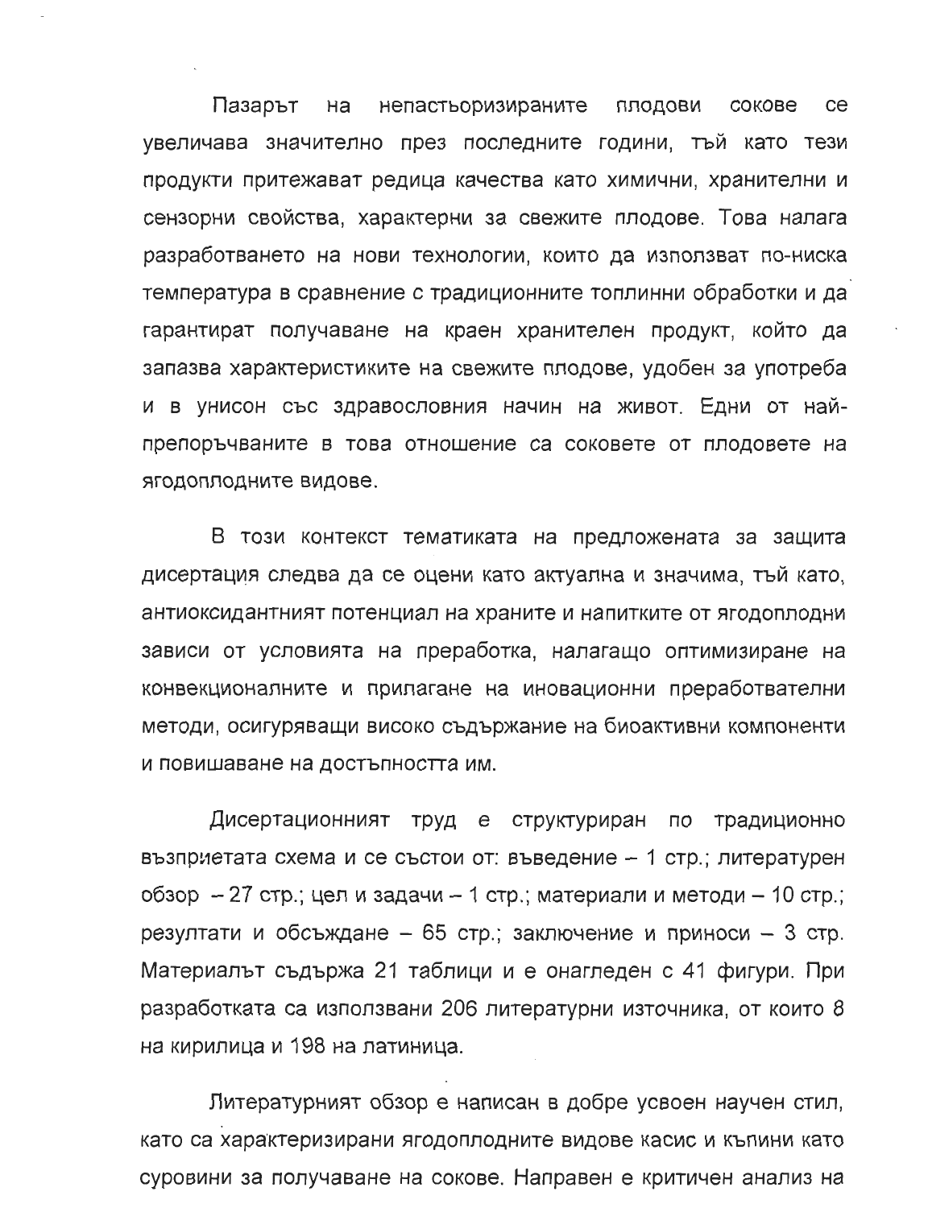Пазарът на непастьоризираните плодови сокове се увеличава значително през последните години, тъй като тези продукти притежават редица качества като химични, хранителни и сензорни свойства, характерни за свежите плодове. Това налага разработването на нови технологии, които да използват по-ниска температура в сравнение с традиционните топлинни обработки и да гарантират получаване на краен хранителен продукт, който да запазва характеристиките на свежите плодове, удобен за употреба и в унисон със здравословния начин на живот. Едни от най-препоръчваните в това отношение са соковете от плодовете на ягодоплодните видове.

В този контекст тематиката на предложената за защита дисертация следва да се оцени като актуална и значима, тъй като, антиоксидантният потенциал на храните и напитките от ягодоплодни зависи от условията на преработка, налагащо оптимизиране на конвекционалните и прилагане на иновационни преработвателни методи, осигуряващи високо съдържание на биоактивни компоненти и повишаване на достъпността им.

Дисертационният труд е структуриран по традиционно възприетата схема и се състои от: въведение – 1 стр.; литературен обзор – 27 стр.; цел и задачи – 1 стр.; материали и методи – 10 стр.; резултати и обсъждане – 65 стр.; заключение и приноси – 3 стр. Материалът съдържа 21 таблици и е онагледен с 41 фигури. При разработката са използвани 206 литературни източника, от които 8 на кирилица и 198 на латиница.

Литературният обзор е написан в добре усвоен научен стил, като са характеризирани ягодоплодните видове касис и къпини като суровини за получаване на сокове. Направен е критичен анализ на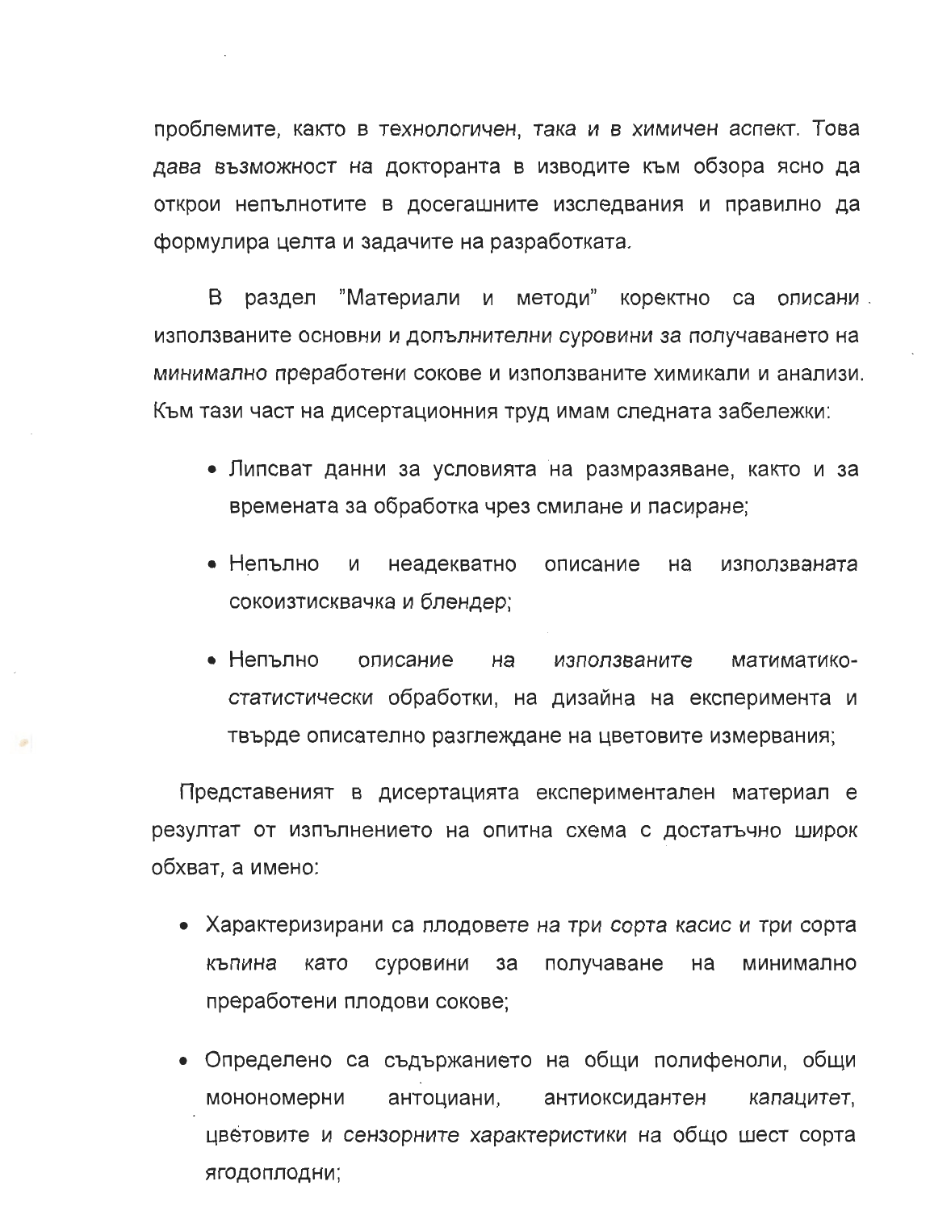проблемите, както в технологичен, така и в химичен аспект. Това дава възможност на докторанта в изводите към обзора ясно да открои непълнотите в досегашните изследвания и правилно да формулира целта и задачите на разработката.

В раздел "Материали и методи" коректно са описани използваните основни и допълнителни суровини за получаването на минимално преработени сокове и използваните химикали и анализи. Към тази част на дисертационния труд имам следната забележки:

- Липсват данни за условията на размразяване, както и за времената за обработка чрез смилане и пасиране;
- Непълно и неадекватно описание на използваната сокоизтисквачка и блендер;
- Непълно описание на използваните матиматико-статистически обработки, на дизайна на експеримента и твърде описателно разглеждане на цветовите измервания;

Представеният в дисертацията експериментален материал е резултат от изпълнението на опитна схема с достатъчно широк обхват, а именно:

- Характеризирани са плодовете на три сорта касис и три сорта къпина като суровини за получаване на минимално преработени плодови сокове;
- Определено са съдържанието на общи полифеноли, общи мономерни антоциани, антиоксидантен капацитет, цветовите и сензорните характеристики на общо шест сорта ягодоплодни;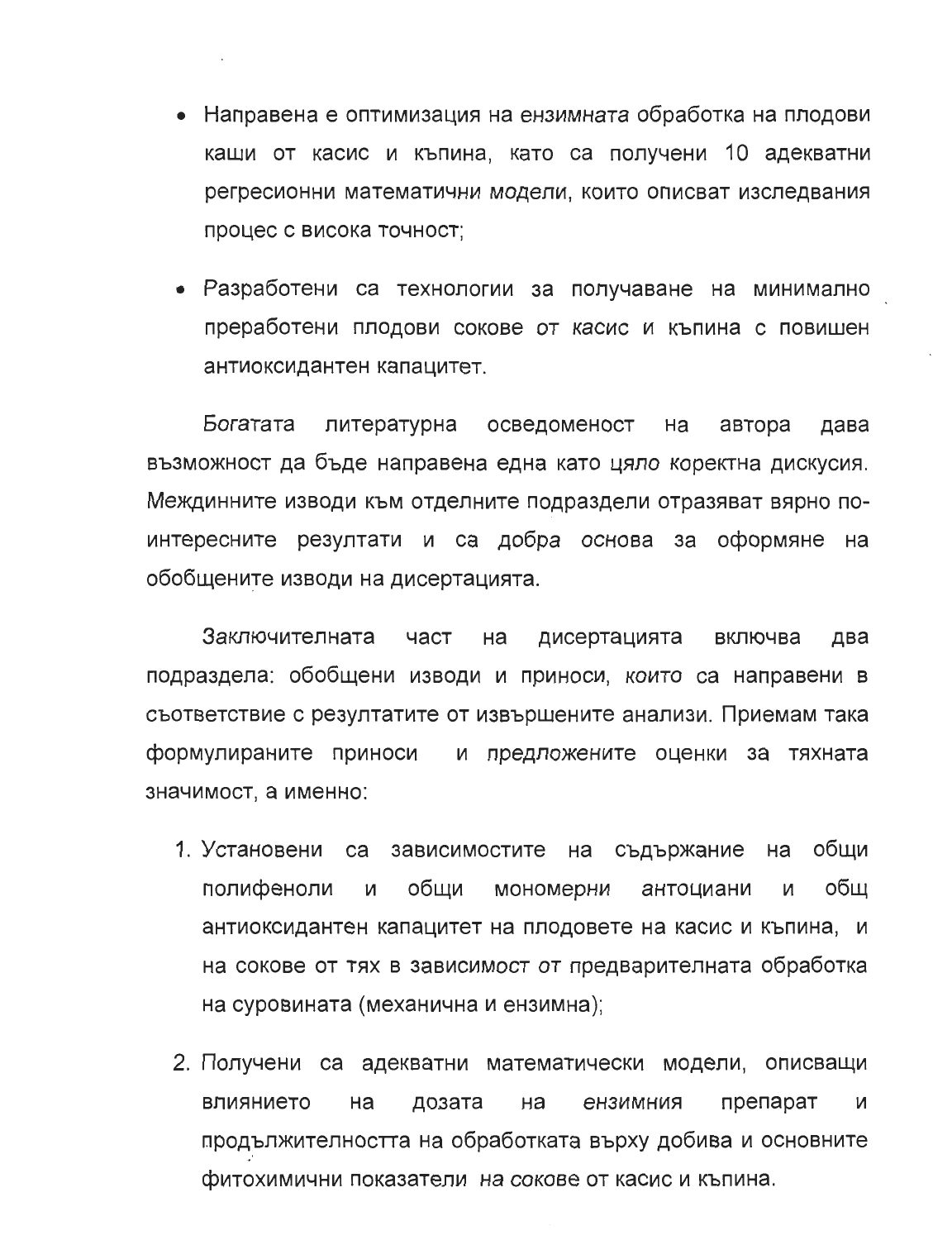- Направена е оптимизация на ензимната обработка на плодови каши от касис и къпина, като са получени 10 адекватни регресионни математични модели, които описват изследвания процес с висока точност;

- Разработени са технологии за получаване на минимално преработени плодови сокове от касис и къпина с повишен антиоксидантен капацитет.

Богатата литературна осведоменост на автора дава възможност да бъде направена една като цяло коректна дискусия. Междинните изводи към отделните подраздели отразяват вярно по-интересните резултати и са добра основа за оформяне на обобщените изводи на дисертацията.

Заключителната част на дисертацията включва два подраздела: обобщени изводи и приноси, които са направени в съответствие с резултатите от извършените анализи. Приемам така формулираните приноси и предложените оценки за тяхната значимост, а именно:

1. Установени са зависимостите на съдържание на общи полифеноли и общи мономерни антоциани и общ антиоксидантен капацитет на плодовете на касис и къпина, и на сокове от тях в зависимост от предварителната обработка на суровината (механична и ензимна);

2. Получени са адекватни математически модели, описващи влиянието на дозата на ензимния препарат и продължителността на обработката върху добива и основните фитохимични показатели на сокове от касис и къпина.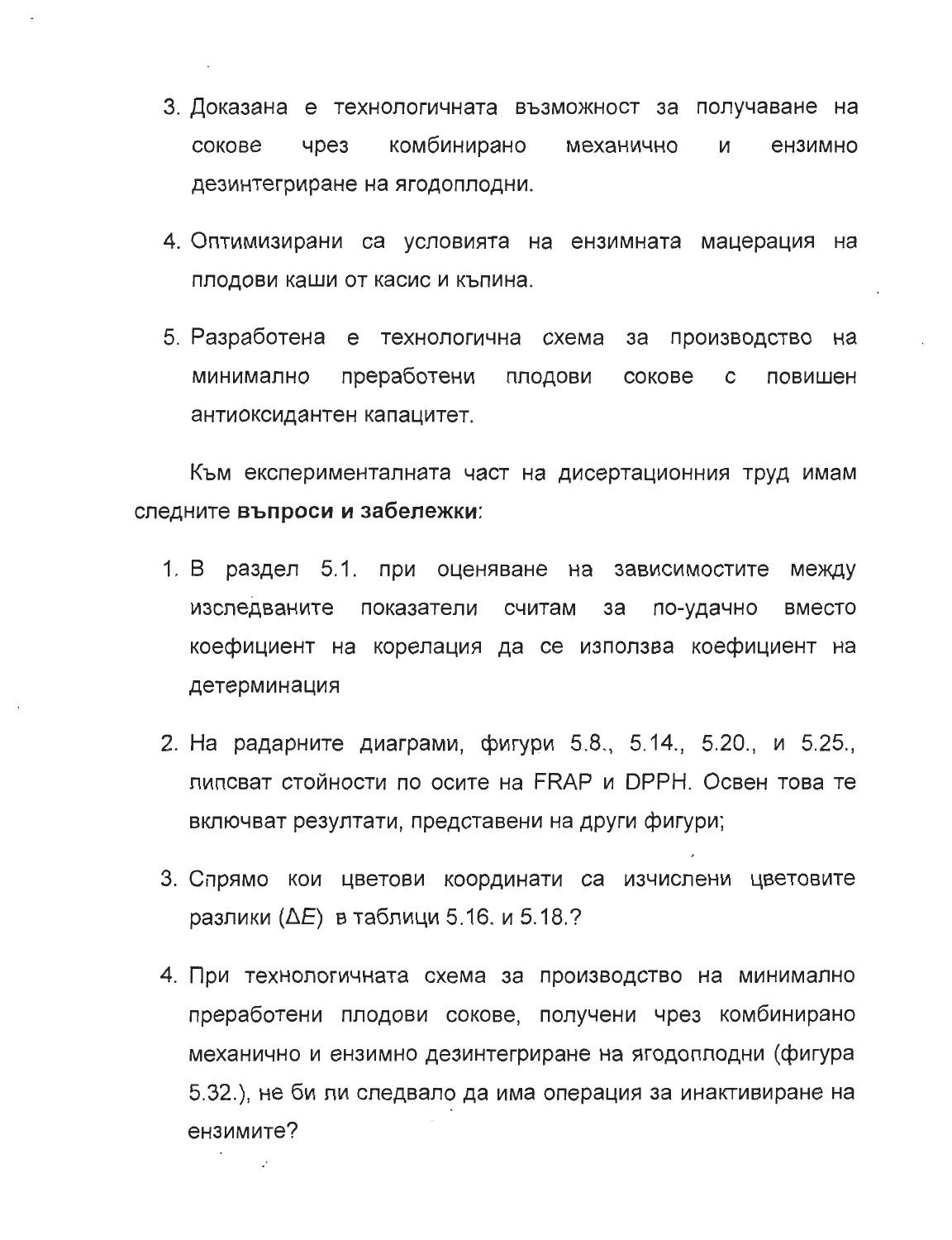3. Доказана е технологичната възможност за получаване на сокове чрез комбинирано механично и ензимно дезинтегриране на ягодоплодни.

4. Оптимизирани са условията на ензимната мацерация на плодови каши от касис и къпина.

5. Разработена е технологична схема за производство на минимално преработени плодови сокове с повишен антиоксидантен капацитет.

Към експерименталната част на дисертационния труд имам следните **въпроси и забележки**:

1. В раздел 5.1. при оценяване на зависимостите между изследваните показатели считам за по-удачно вместо коефициент на корелация да се използва коефициент на детерминация

2. На радарните диаграми, фигури 5.8., 5.14., 5.20., и 5.25., липсват стойности по осите на FRAP и DPPH. Освен това те включват резултати, представени на други фигури;

3. Спрямо кои цветови координати са изчислени цветовите разлики ($\Delta E$) в таблици 5.16. и 5.18.?

4. При технологичната схема за производство на минимално преработени плодови сокове, получени чрез комбинирано механично и ензимно дезинтегриране на ягодоплодни (фигура 5.32.), не би ли следвало да има операция за инактивиране на ензимите?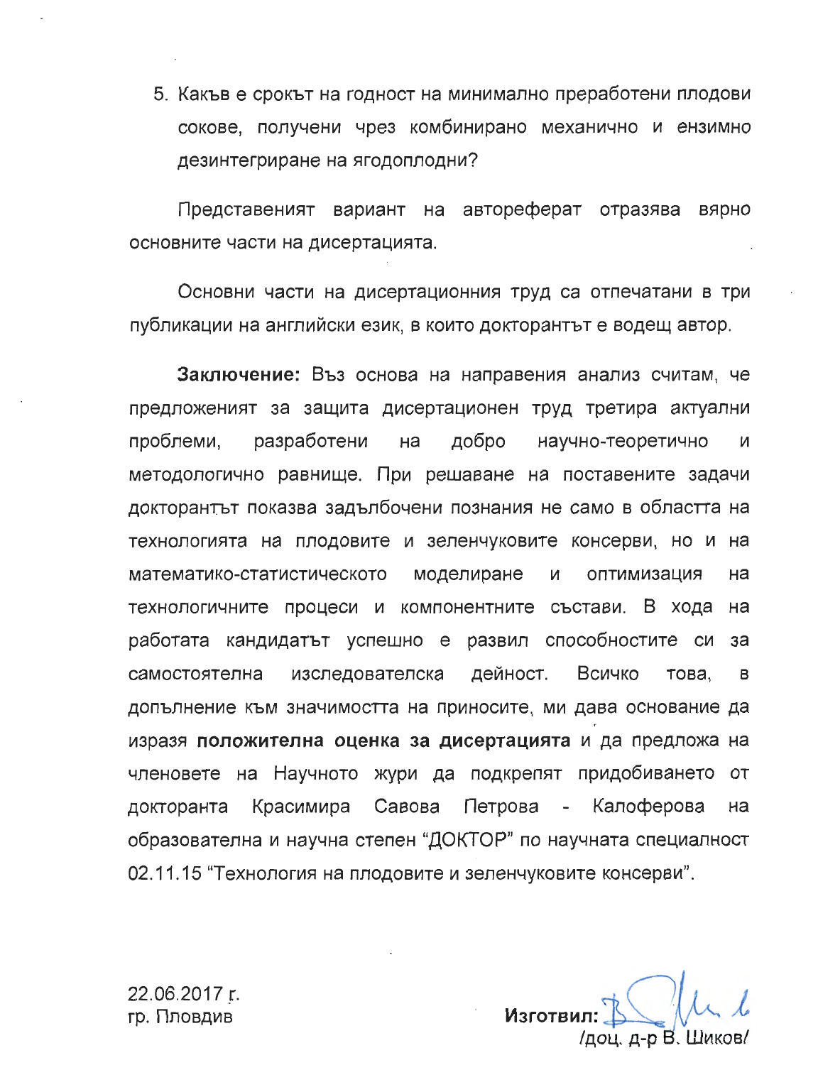5. Какъв е срокът на годност на минимално преработени плодови сокове, получени чрез комбинирано механично и ензимно дезинтегриране на ягодоплодни?

Представеният вариант на автореферат отразява вярно основните части на дисертацията.

Основни части на дисертационния труд са отпечатани в три публикации на английски език, в които докторантът е водещ автор.

**Заключение:** Въз основа на направения анализ считам, че предложеният за защита дисертационен труд третира актуални проблеми, разработени на добро научно-теоретично и методологично равнище. При решаване на поставените задачи докторантът показва задълбочени познания не само в областта на технологията на плодовите и зеленчуковите консерви, но и на математико-статистическото моделиране и оптимизация на технологичните процеси и компонентните състави. В хода на работата кандидатът успешно е развил способностите си за самостоятелна изследователска дейност. Всичко това, в допълнение към значимостта на приносите, ми дава основание да изразя **положителна оценка за дисертацията** и да предложа на членовете на Научното жури да подкрепят придобиването от докторанта Красимира Савова Петрова - Калоферова на образователна и научна степен "ДОКТОР" по научната специалност 02.11.15 "Технология на плодовите и зеленчуковите консерви".

22.06.2017 г.
гр. Пловдив

**Изготвил:**
/доц. д-р В. Шиков/